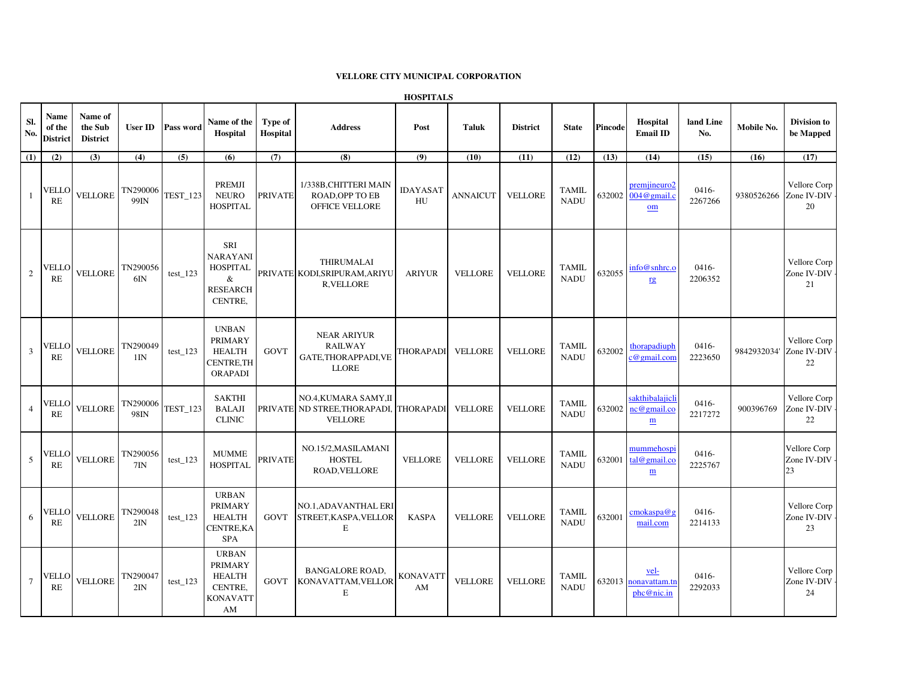**VELLORE CITY MUNICIPAL CORPORATION**

**HOSPITALS**

| Sl. No. | Name of the District | Name of the Sub District | User ID | Pass word | Name of the Hospital | Type of Hospital | Address | Post | Taluk | District | State | Pincode | Hospital Email ID | land Line No. | Mobile No. | Division to be Mapped |
|---|---|---|---|---|---|---|---|---|---|---|---|---|---|---|---|---|
| (1) | (2) | (3) | (4) | (5) | (6) | (7) | (8) | (9) | (10) | (11) | (12) | (13) | (14) | (15) | (16) | (17) |
| 1 | VELLORE | VELLORE | TN29000699IN | TEST_123 | PREMJI NEURO HOSPITAL | PRIVATE | 1/338B,CHITTERI MAIN ROAD,OPP TO EB OFFICE VELLORE | IDAYASATHU | ANNAICUT | VELLORE | TAMIL NADU | 632002 | premjineuro2004@gmail.com | 0416-2267266 | 9380526266 | Vellore Corp Zone IV-DIV - 20 |
| 2 | VELLORE | VELLORE | TN2900566IN | test_123 | SRI NARAYANI HOSPITAL & RESEARCH CENTRE, | PRIVATE | THIRUMALAI KODI,SRIPURAM,ARIYUR,VELLORE | ARIYUR | VELLORE | VELLORE | TAMIL NADU | 632055 | info@snhrc.org | 0416-2206352 | | Vellore Corp Zone IV-DIV - 21 |
| 3 | VELLORE | VELLORE | TN2900491IN | test_123 | UNBAN PRIMARY HEALTH CENTRE,THORAPADI | GOVT | NEAR ARIYUR RAILWAY GATE,THORAPPADI,VELLORE | THORAPADI | VELLORE | VELLORE | TAMIL NADU | 632002 | thorapadiuphc@gmail.com | 0416-2223650 | 9842932034' | Vellore Corp Zone IV-DIV - 22 |
| 4 | VELLORE | VELLORE | TN29000698IN | TEST_123 | SAKTHI BALAJI CLINIC | PRIVATE | NO.4,KUMARA SAMY,II ND STREE,THORAPADI, VELLORE | THORAPADI | VELLORE | VELLORE | TAMIL NADU | 632002 | sakthibalajiclinc@gmail.com | 0416-2217272 | 900396769 | Vellore Corp Zone IV-DIV - 22 |
| 5 | VELLORE | VELLORE | TN2900567IN | test_123 | MUMME HOSPITAL | PRIVATE | NO.15/2,MASILAMANI HOSTEL ROAD,VELLORE | VELLORE | VELLORE | VELLORE | TAMIL NADU | 632001 | mummehospital@gmail.com | 0416-2225767 | | Vellore Corp Zone IV-DIV - 23 |
| 6 | VELLORE | VELLORE | TN2900482IN | test_123 | URBAN PRIMARY HEALTH CENTRE,KASPA | GOVT | NO.1,ADAVANTHAL ERI STREET,KASPA,VELLORE | KASPA | VELLORE | VELLORE | TAMIL NADU | 632001 | cmokaspa@gmail.com | 0416-2214133 | | Vellore Corp Zone IV-DIV - 23 |
| 7 | VELLORE | VELLORE | TN2900472IN | test_123 | URBAN PRIMARY HEALTH CENTRE, KONAVATTAM | GOVT | BANGALORE ROAD, KONAVATTAM,VELLORE | KONAVATTAM | VELLORE | VELLORE | TAMIL NADU | 632013 | vel-nonavattam.tnphc@nic.in | 0416-2292033 | | Vellore Corp Zone IV-DIV - 24 |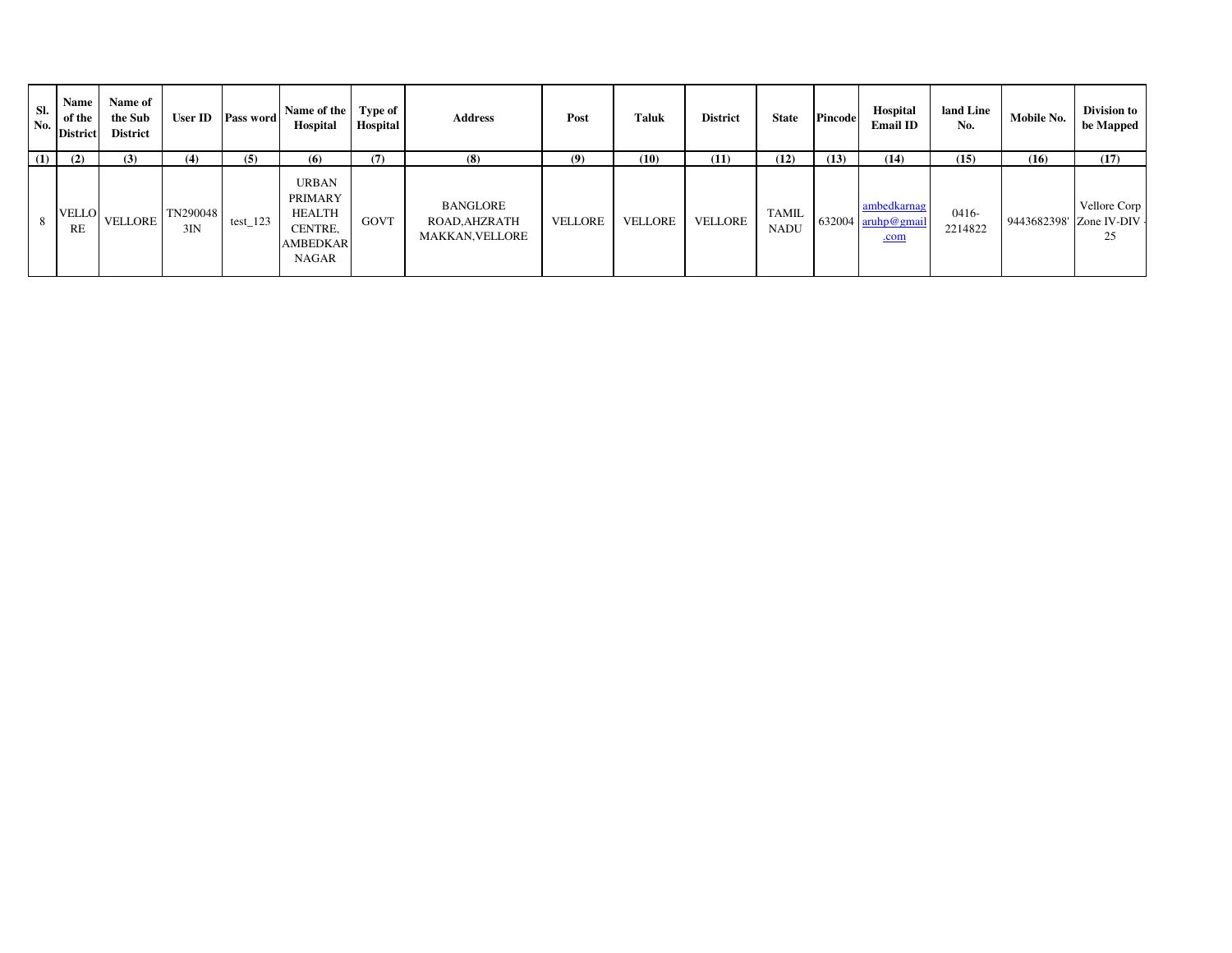| Sl. No. | Name of the District | Name of the Sub District | User ID | Pass word | Name of the Hospital | Type of Hospital | Address | Post | Taluk | District | State | Pincode | Hospital Email ID | land Line No. | Mobile No. | Division to be Mapped |
|---|---|---|---|---|---|---|---|---|---|---|---|---|---|---|---|---|
| (1) | (2) | (3) | (4) | (5) | (6) | (7) | (8) | (9) | (10) | (11) | (12) | (13) | (14) | (15) | (16) | (17) |
| 8 | VELLORE | VELLORE | TN2900483IN | test_123 | URBAN PRIMARY HEALTH CENTRE, AMBEDKAR NAGAR | GOVT | BANGLORE ROAD,AHZRATH MAKKAN,VELLORE | VELLORE | VELLORE | VELLORE | TAMIL NADU | 632004 | ambedkarnagaruhp@gmail.com | 0416-2214822 | 9443682398' | Vellore Corp Zone IV-DIV - 25 |